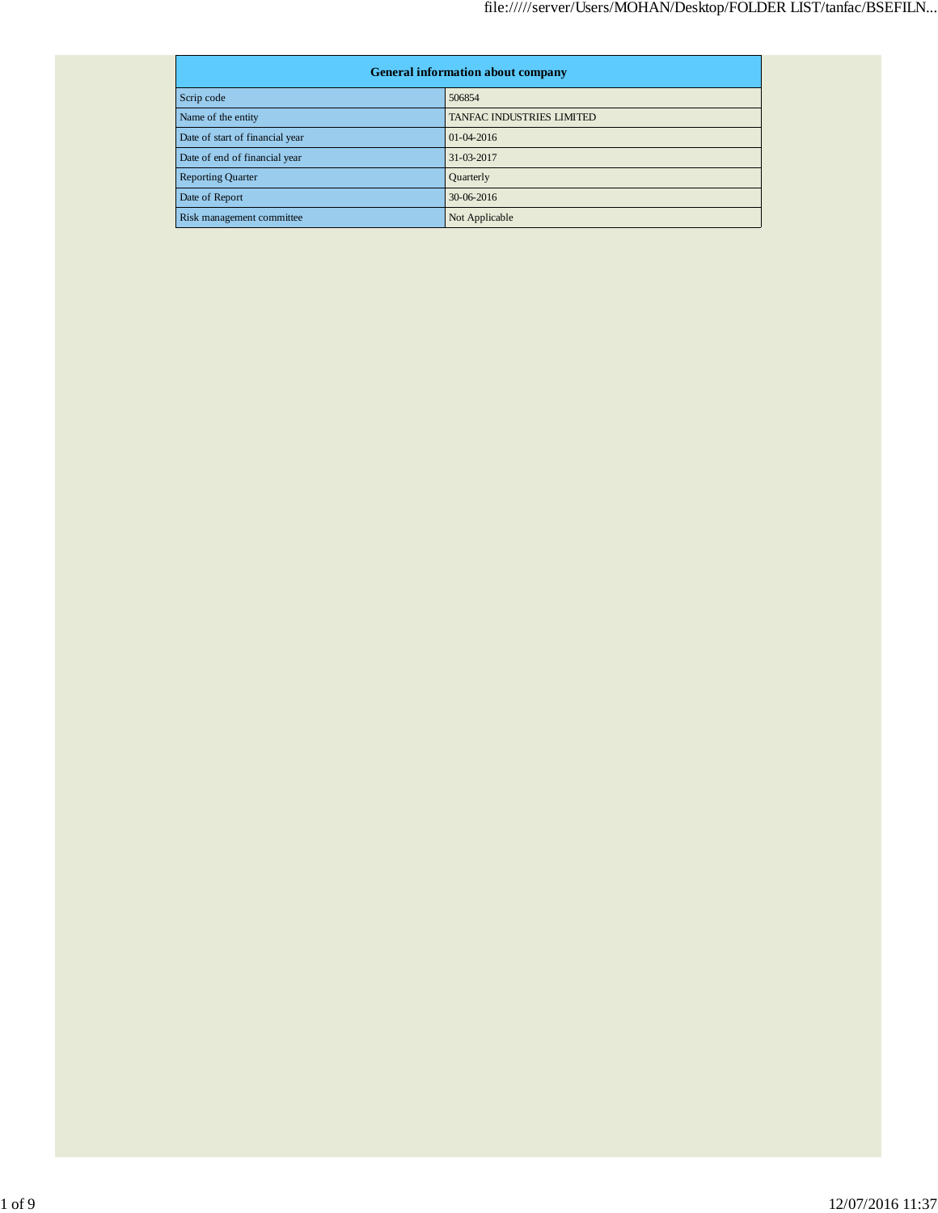| General information about company | |
|---|---|
| Scrip code | 506854 |
| Name of the entity | TANFAC INDUSTRIES LIMITED |
| Date of start of financial year | 01-04-2016 |
| Date of end of financial year | 31-03-2017 |
| Reporting Quarter | Quarterly |
| Date of Report | 30-06-2016 |
| Risk management committee | Not Applicable |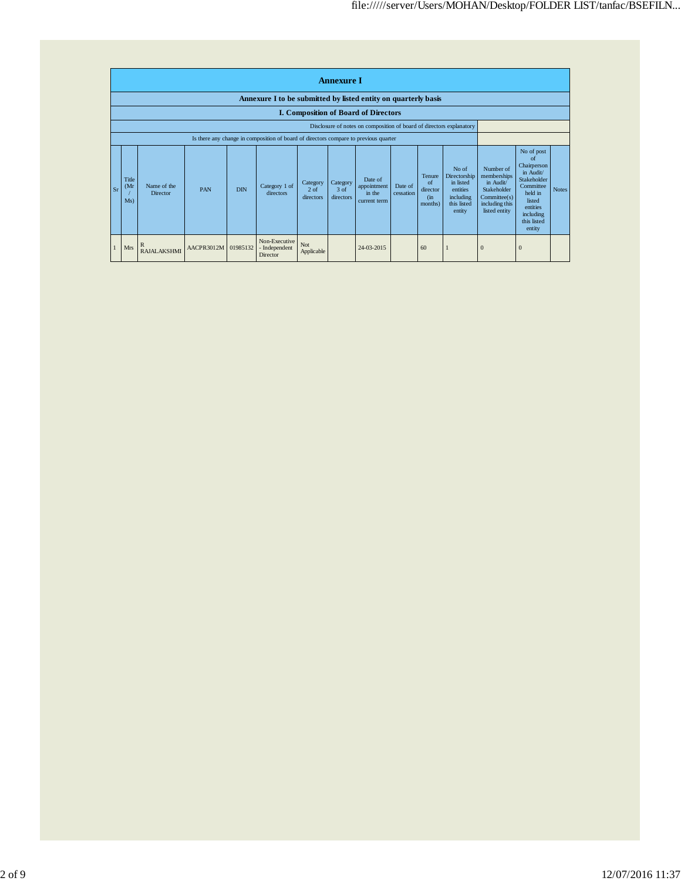# Annexure I

## Annexure I to be submitted by listed entity on quarterly basis

### I. Composition of Board of Directors

| Disclosure of notes on composition of board of directors explanatory | |
|---|---|
| Is there any change in composition of board of directors compare to previous quarter | |

| Sr | Title (Mr / Ms) | Name of the Director | PAN | DIN | Category 1 of directors | Category 2 of directors | Category 3 of directors | Date of appointment in the current term | Date of cessation | Tenure of director (in months) | No of Directorship in listed entities including this listed entity | Number of memberships in Audit/ Stakeholder Committee(s) including this listed entity | No of post of Chairperson in Audit/ Stakeholder Committee held in listed entities including this listed entity | Notes |
|---|---|---|---|---|---|---|---|---|---|---|---|---|---|---|
| 1 | Mrs | R RAJALAKSHMI | AACPR3012M | 01985132 | Non-Executive - Independent Director | Not Applicable | | 24-03-2015 | | 60 | 1 | 0 | 0 | |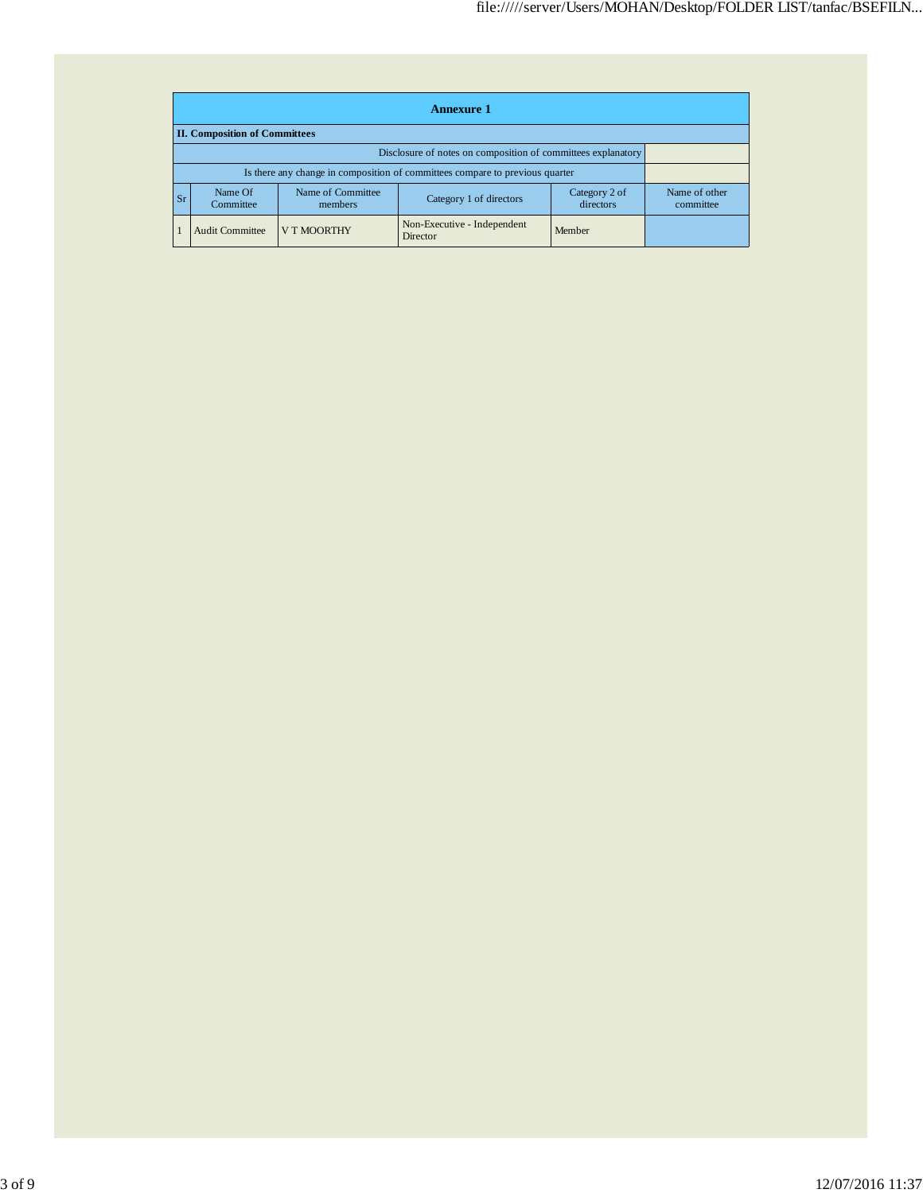## Annexure 1

### II. Composition of Committees

| Disclosure of notes on composition of committees explanatory | |
|---|---|
| Is there any change in composition of committees compare to previous quarter | |

| Sr | Name Of Committee | Name of Committee members | Category 1 of directors | Category 2 of directors | Name of other committee |
|---|---|---|---|---|---|
| 1 | Audit Committee | V T MOORTHY | Non-Executive - Independent Director | Member | |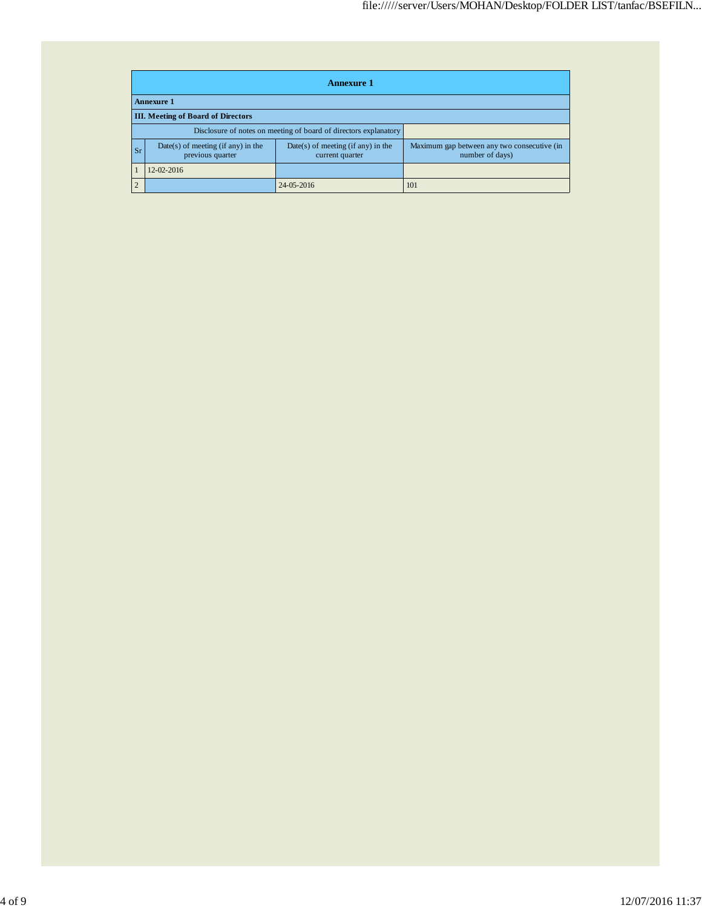## Annexure 1

**Annexure 1**

**III. Meeting of Board of Directors**

| Disclosure of notes on meeting of board of directors explanatory | | | |
|---|---|---|---|
| **Sr** | **Date(s) of meeting (if any) in the previous quarter** | **Date(s) of meeting (if any) in the current quarter** | **Maximum gap between any two consecutive (in number of days)** |
| 1 | 12-02-2016 | | |
| 2 | | 24-05-2016 | 101 |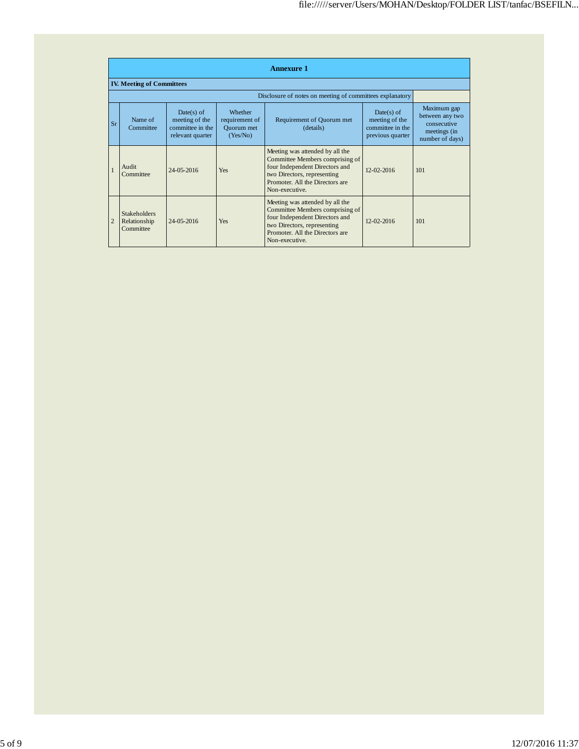## Annexure 1

### IV. Meeting of Committees

Disclosure of notes on meeting of committees explanatory

| Sr | Name of Committee | Date(s) of meeting of the committee in the relevant quarter | Whether requirement of Quorum met (Yes/No) | Requirement of Quorum met (details) | Date(s) of meeting of the committee in the previous quarter | Maximum gap between any two consecutive meetings (in number of days) |
|---|---|---|---|---|---|---|
| 1 | Audit Committee | 24-05-2016 | Yes | Meeting was attended by all the Committee Members comprising of four Independent Directors and two Directors, representing Promoter. All the Directors are Non-executive. | 12-02-2016 | 101 |
| 2 | Stakeholders Relationship Committee | 24-05-2016 | Yes | Meeting was attended by all the Committee Members comprising of four Independent Directors and two Directors, representing Promoter. All the Directors are Non-executive. | 12-02-2016 | 101 |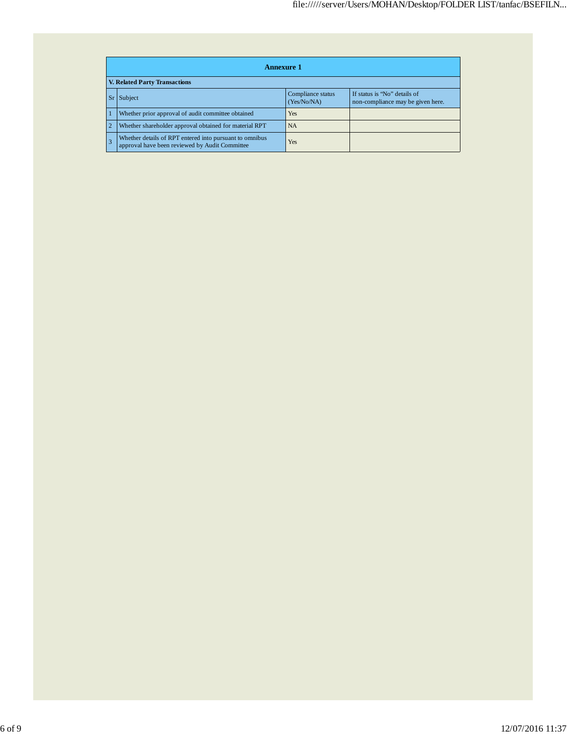## Annexure 1

**V. Related Party Transactions**

| Sr | Subject | Compliance status (Yes/No/NA) | If status is "No" details of non-compliance may be given here. |
|---|---|---|---|
| 1 | Whether prior approval of audit committee obtained | Yes | |
| 2 | Whether shareholder approval obtained for material RPT | NA | |
| 3 | Whether details of RPT entered into pursuant to omnibus approval have been reviewed by Audit Committee | Yes | |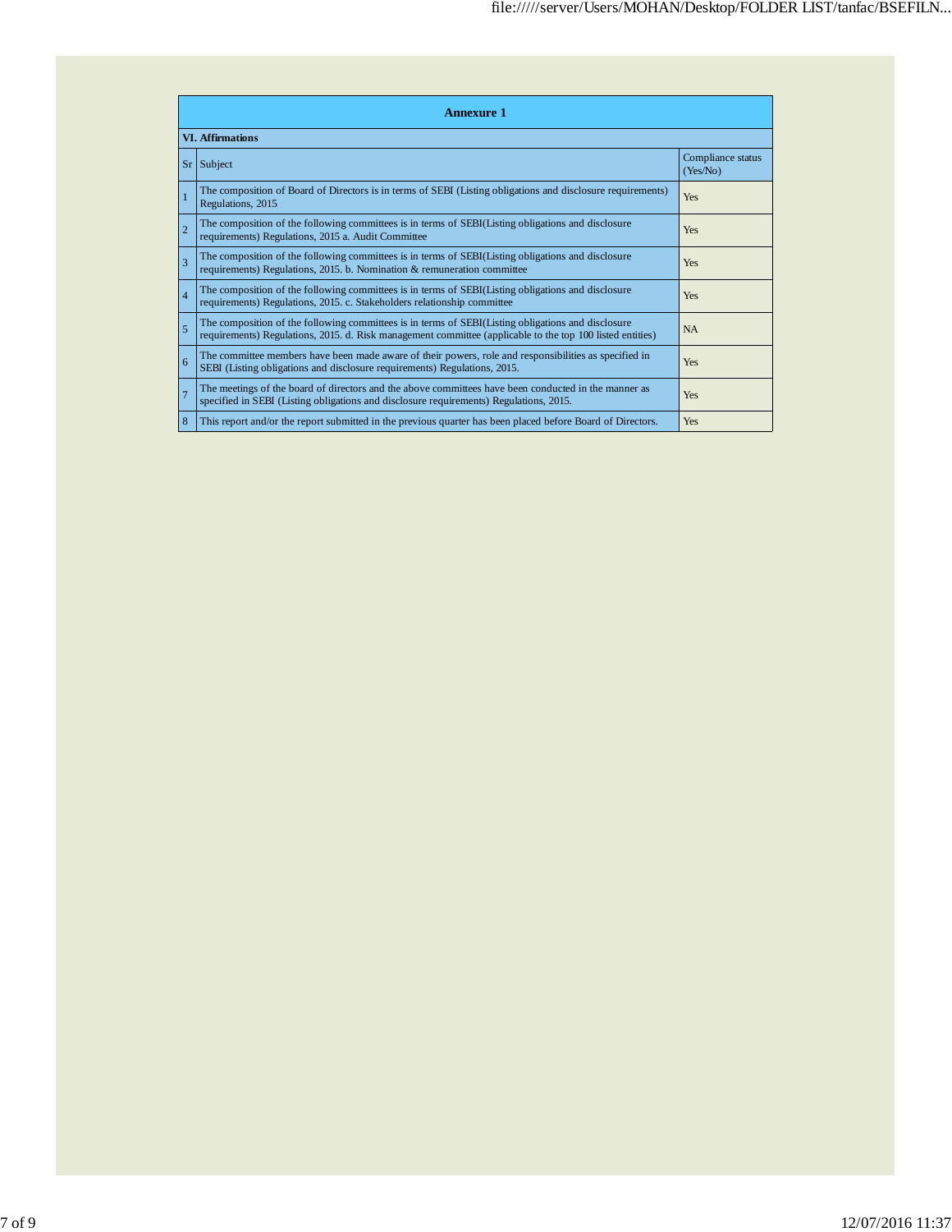## Annexure 1

### VI. Affirmations

| Sr | Subject | Compliance status (Yes/No) |
|---|---|---|
| 1 | The composition of Board of Directors is in terms of SEBI (Listing obligations and disclosure requirements) Regulations, 2015 | Yes |
| 2 | The composition of the following committees is in terms of SEBI(Listing obligations and disclosure requirements) Regulations, 2015 a. Audit Committee | Yes |
| 3 | The composition of the following committees is in terms of SEBI(Listing obligations and disclosure requirements) Regulations, 2015. b. Nomination & remuneration committee | Yes |
| 4 | The composition of the following committees is in terms of SEBI(Listing obligations and disclosure requirements) Regulations, 2015. c. Stakeholders relationship committee | Yes |
| 5 | The composition of the following committees is in terms of SEBI(Listing obligations and disclosure requirements) Regulations, 2015. d. Risk management committee (applicable to the top 100 listed entities) | NA |
| 6 | The committee members have been made aware of their powers, role and responsibilities as specified in SEBI (Listing obligations and disclosure requirements) Regulations, 2015. | Yes |
| 7 | The meetings of the board of directors and the above committees have been conducted in the manner as specified in SEBI (Listing obligations and disclosure requirements) Regulations, 2015. | Yes |
| 8 | This report and/or the report submitted in the previous quarter has been placed before Board of Directors. | Yes |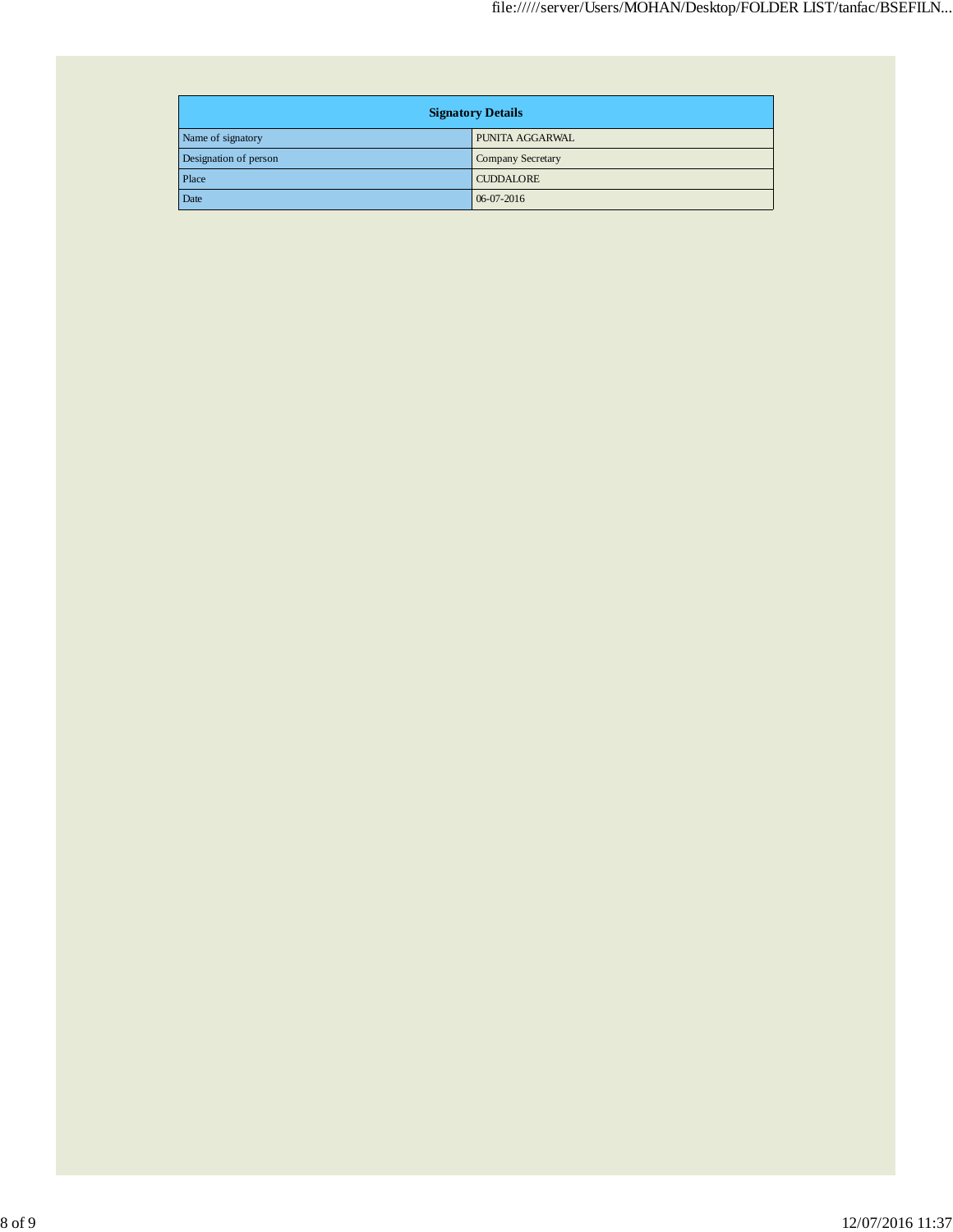| Signatory Details | |
|---|---|
| Name of signatory | PUNITA AGGARWAL |
| Designation of person | Company Secretary |
| Place | CUDDALORE |
| Date | 06-07-2016 |